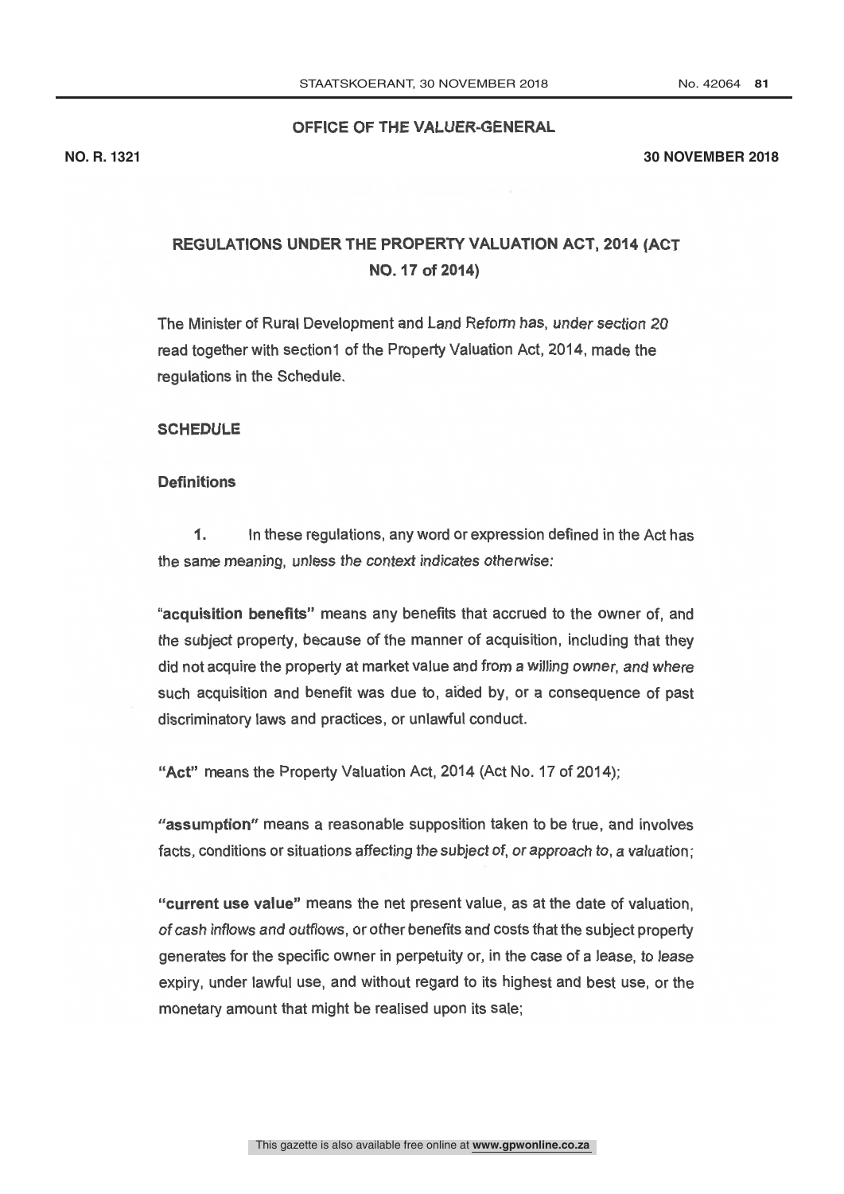OFFICE OF THE VALUER-GENERAL

NO. R. 1321 — 30 NOVEMBER 2018

# REGULATIONS UNDER THE PROPERTY VALUATION ACT, 2014 (ACT NO. 17 of 2014)

The Minister of Rural Development and Land Reform has, under section 20 read together with section1 of the Property Valuation Act, 2014, made the regulations in the Schedule.

## SCHEDULE

### Definitions

**1.** In these regulations, any word or expression defined in the Act has the same meaning, unless the context indicates otherwise:

"**acquisition benefits**" means any benefits that accrued to the owner of, and the subject property, because of the manner of acquisition, including that they did not acquire the property at market value and from a willing owner, and where such acquisition and benefit was due to, aided by, or a consequence of past discriminatory laws and practices, or unlawful conduct.

"**Act**" means the Property Valuation Act, 2014 (Act No. 17 of 2014);

"**assumption**" means a reasonable supposition taken to be true, and involves facts, conditions or situations affecting the subject of, or approach to, a valuation;

"**current use value**" means the net present value, as at the date of valuation, of cash inflows and outflows, or other benefits and costs that the subject property generates for the specific owner in perpetuity or, in the case of a lease, to lease expiry, under lawful use, and without regard to its highest and best use, or the monetary amount that might be realised upon its sale;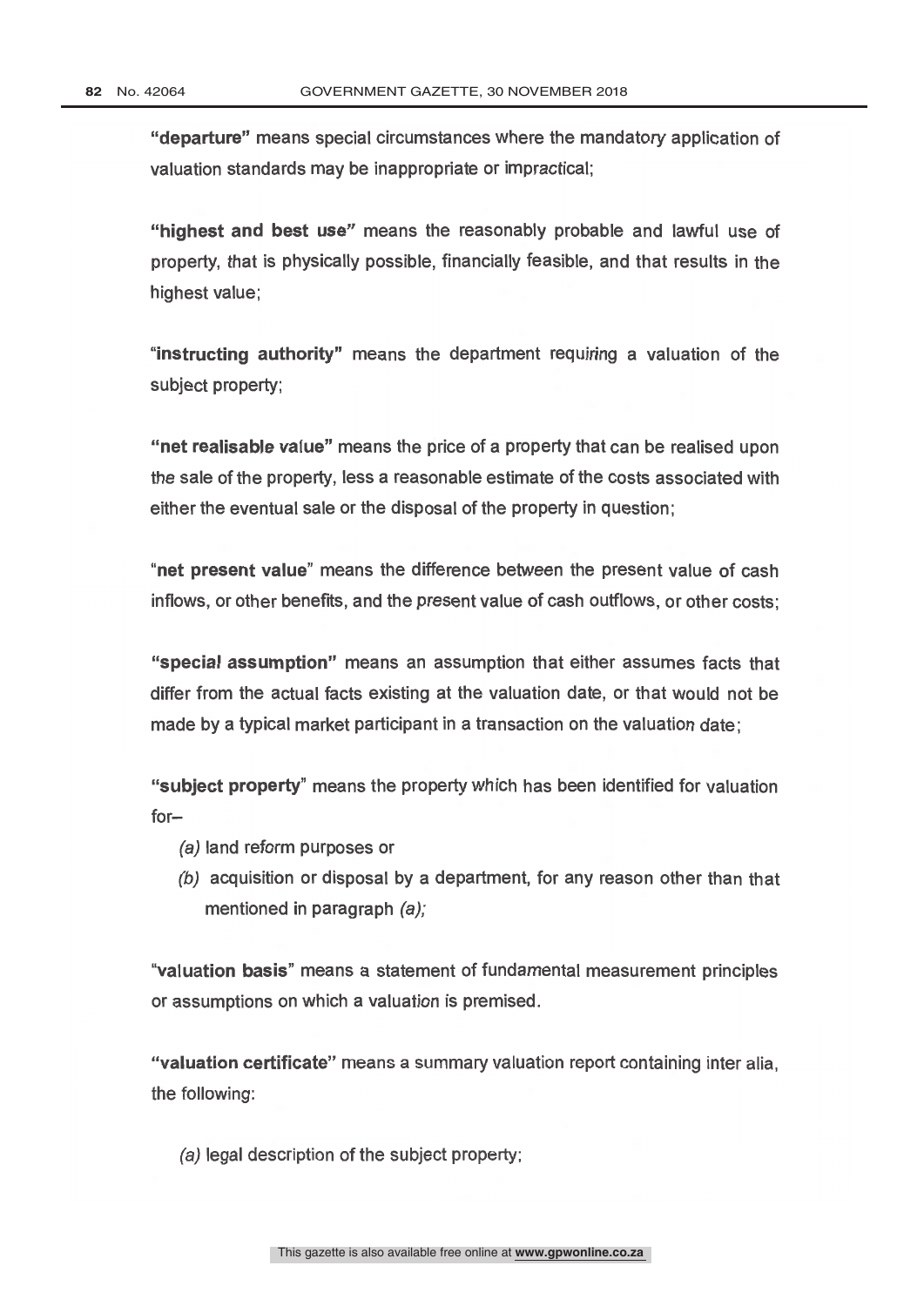**"departure"** means special circumstances where the mandatory application of valuation standards may be inappropriate or impractical;

**"highest and best use"** means the reasonably probable and lawful use of property, that is physically possible, financially feasible, and that results in the highest value;

**"instructing authority"** means the department requiring a valuation of the subject property;

**"net realisable value"** means the price of a property that can be realised upon the sale of the property, less a reasonable estimate of the costs associated with either the eventual sale or the disposal of the property in question;

"**net present value**" means the difference between the present value of cash inflows, or other benefits, and the present value of cash outflows, or other costs;

**"special assumption"** means an assumption that either assumes facts that differ from the actual facts existing at the valuation date, or that would not be made by a typical market participant in a transaction on the valuation date;

**"subject property"** means the property which has been identified for valuation for–

*(a)* land reform purposes or

*(b)* acquisition or disposal by a department, for any reason other than that mentioned in paragraph *(a);*

"**valuation basis**" means a statement of fundamental measurement principles or assumptions on which a valuation is premised.

**"valuation certificate"** means a summary valuation report containing inter alia, the following:

*(a)* legal description of the subject property;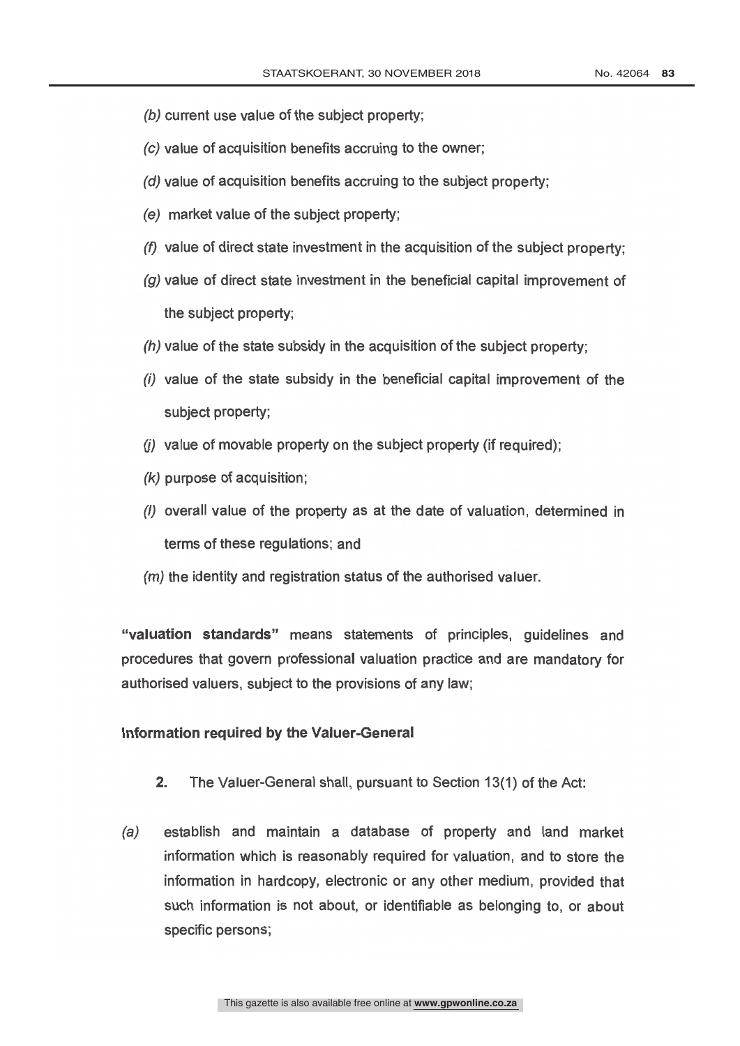- *(b)* current use value of the subject property;
- *(c)* value of acquisition benefits accruing to the owner;
- *(d)* value of acquisition benefits accruing to the subject property;
- *(e)* market value of the subject property;
- *(f)* value of direct state investment in the acquisition of the subject property;
- *(g)* value of direct state investment in the beneficial capital improvement of the subject property;
- *(h)* value of the state subsidy in the acquisition of the subject property;
- *(i)* value of the state subsidy in the beneficial capital improvement of the subject property;
- *(j)* value of movable property on the subject property (if required);
- *(k)* purpose of acquisition;
- *(l)* overall value of the property as at the date of valuation, determined in terms of these regulations; and
- *(m)* the identity and registration status of the authorised valuer.

**"valuation standards"** means statements of principles, guidelines and procedures that govern professional valuation practice and are mandatory for authorised valuers, subject to the provisions of any law;

**Information required by the Valuer-General**

**2.** The Valuer-General shall, pursuant to Section 13(1) of the Act:

*(a)* establish and maintain a database of property and land market information which is reasonably required for valuation, and to store the information in hardcopy, electronic or any other medium, provided that such information is not about, or identifiable as belonging to, or about specific persons;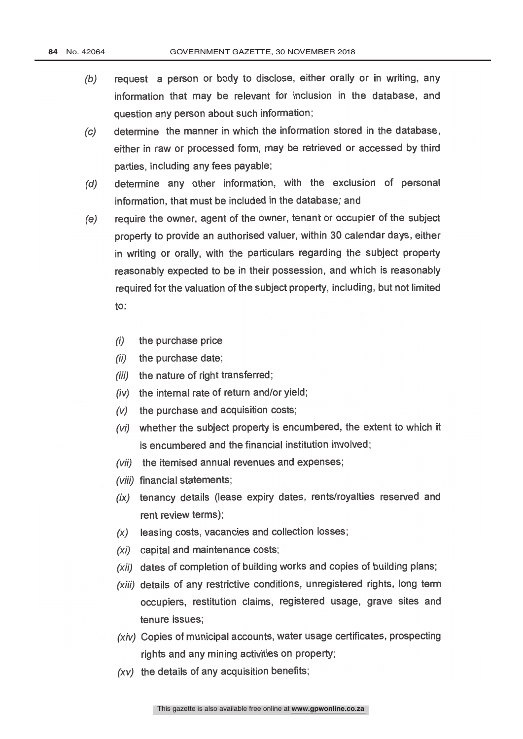(*b*) request a person or body to disclose, either orally or in writing, any information that may be relevant for inclusion in the database, and question any person about such information;

(*c*) determine the manner in which the information stored in the database, either in raw or processed form, may be retrieved or accessed by third parties, including any fees payable;

(*d*) determine any other information, with the exclusion of personal information, that must be included in the database; and

(*e*) require the owner, agent of the owner, tenant or occupier of the subject property to provide an authorised valuer, within 30 calendar days, either in writing or orally, with the particulars regarding the subject property reasonably expected to be in their possession, and which is reasonably required for the valuation of the subject property, including, but not limited to:

- (*i*) the purchase price
- (*ii*) the purchase date;
- (*iii*) the nature of right transferred;
- (*iv*) the internal rate of return and/or yield;
- (*v*) the purchase and acquisition costs;
- (*vi*) whether the subject property is encumbered, the extent to which it is encumbered and the financial institution involved;
- (*vii*) the itemised annual revenues and expenses;
- (*viii*) financial statements;
- (*ix*) tenancy details (lease expiry dates, rents/royalties reserved and rent review terms);
- (*x*) leasing costs, vacancies and collection losses;
- (*xi*) capital and maintenance costs;
- (*xii*) dates of completion of building works and copies of building plans;
- (*xiii*) details of any restrictive conditions, unregistered rights, long term occupiers, restitution claims, registered usage, grave sites and tenure issues;
- (*xiv*) Copies of municipal accounts, water usage certificates, prospecting rights and any mining activities on property;
- (*xv*) the details of any acquisition benefits;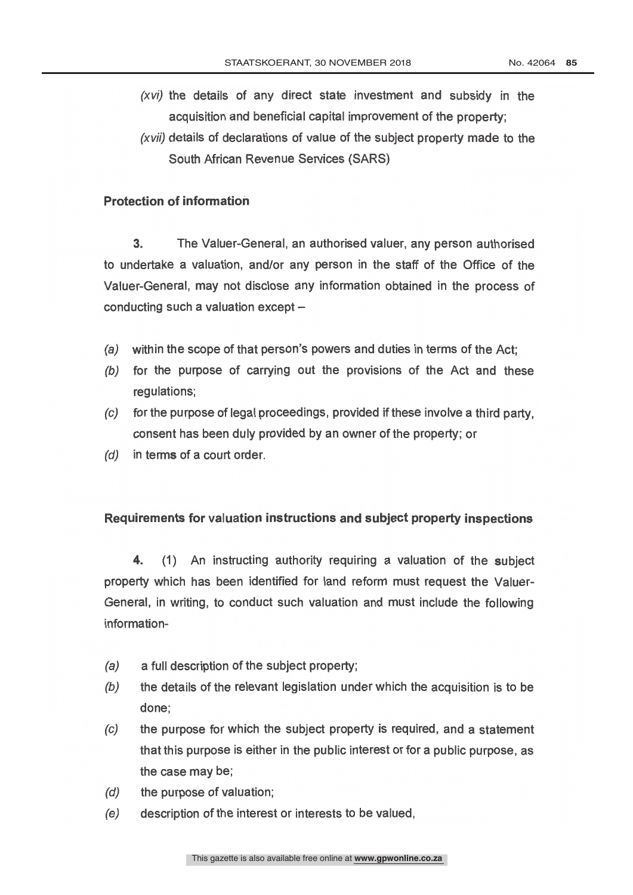*(xvi)* the details of any direct state investment and subsidy in the acquisition and beneficial capital improvement of the property;

*(xvii)* details of declarations of value of the subject property made to the South African Revenue Services (SARS)

**Protection of information**

**3.** The Valuer-General, an authorised valuer, any person authorised to undertake a valuation, and/or any person in the staff of the Office of the Valuer-General, may not disclose any information obtained in the process of conducting such a valuation except –

*(a)* within the scope of that person's powers and duties in terms of the Act;

*(b)* for the purpose of carrying out the provisions of the Act and these regulations;

*(c)* for the purpose of legal proceedings, provided if these involve a third party, consent has been duly provided by an owner of the property; or

*(d)* in terms of a court order.

**Requirements for valuation instructions and subject property inspections**

**4.** (1) An instructing authority requiring a valuation of the subject property which has been identified for land reform must request the Valuer-General, in writing, to conduct such valuation and must include the following information-

*(a)* a full description of the subject property;

*(b)* the details of the relevant legislation under which the acquisition is to be done;

*(c)* the purpose for which the subject property is required, and a statement that this purpose is either in the public interest or for a public purpose, as the case may be;

*(d)* the purpose of valuation;

*(e)* description of the interest or interests to be valued,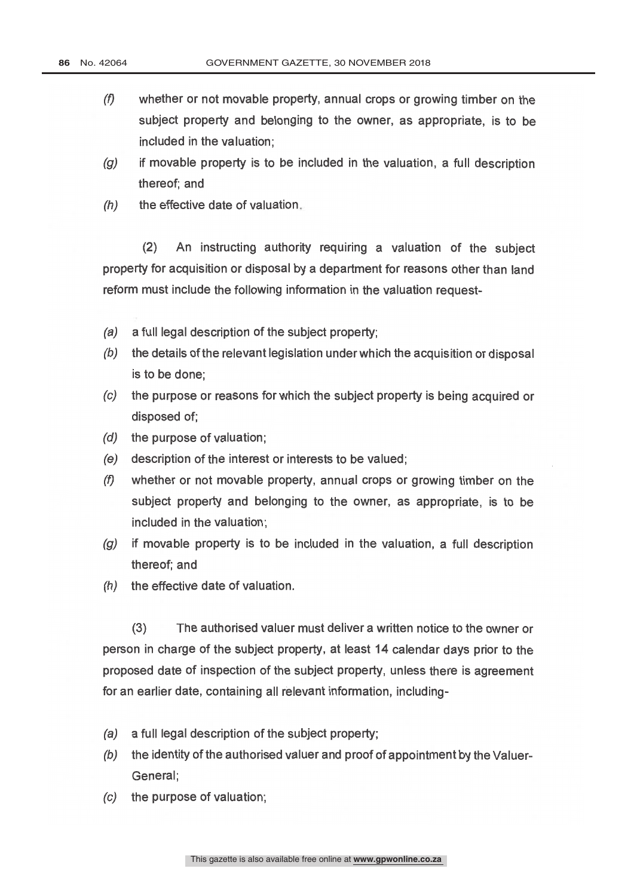*(f)* whether or not movable property, annual crops or growing timber on the subject property and belonging to the owner, as appropriate, is to be included in the valuation;

*(g)* if movable property is to be included in the valuation, a full description thereof; and

*(h)* the effective date of valuation.

(2) An instructing authority requiring a valuation of the subject property for acquisition or disposal by a department for reasons other than land reform must include the following information in the valuation request-

*(a)* a full legal description of the subject property;

*(b)* the details of the relevant legislation under which the acquisition or disposal is to be done;

*(c)* the purpose or reasons for which the subject property is being acquired or disposed of;

*(d)* the purpose of valuation;

*(e)* description of the interest or interests to be valued;

*(f)* whether or not movable property, annual crops or growing timber on the subject property and belonging to the owner, as appropriate, is to be included in the valuation;

*(g)* if movable property is to be included in the valuation, a full description thereof; and

*(h)* the effective date of valuation.

(3) The authorised valuer must deliver a written notice to the owner or person in charge of the subject property, at least 14 calendar days prior to the proposed date of inspection of the subject property, unless there is agreement for an earlier date, containing all relevant information, including-

*(a)* a full legal description of the subject property;

*(b)* the identity of the authorised valuer and proof of appointment by the Valuer-General;

*(c)* the purpose of valuation;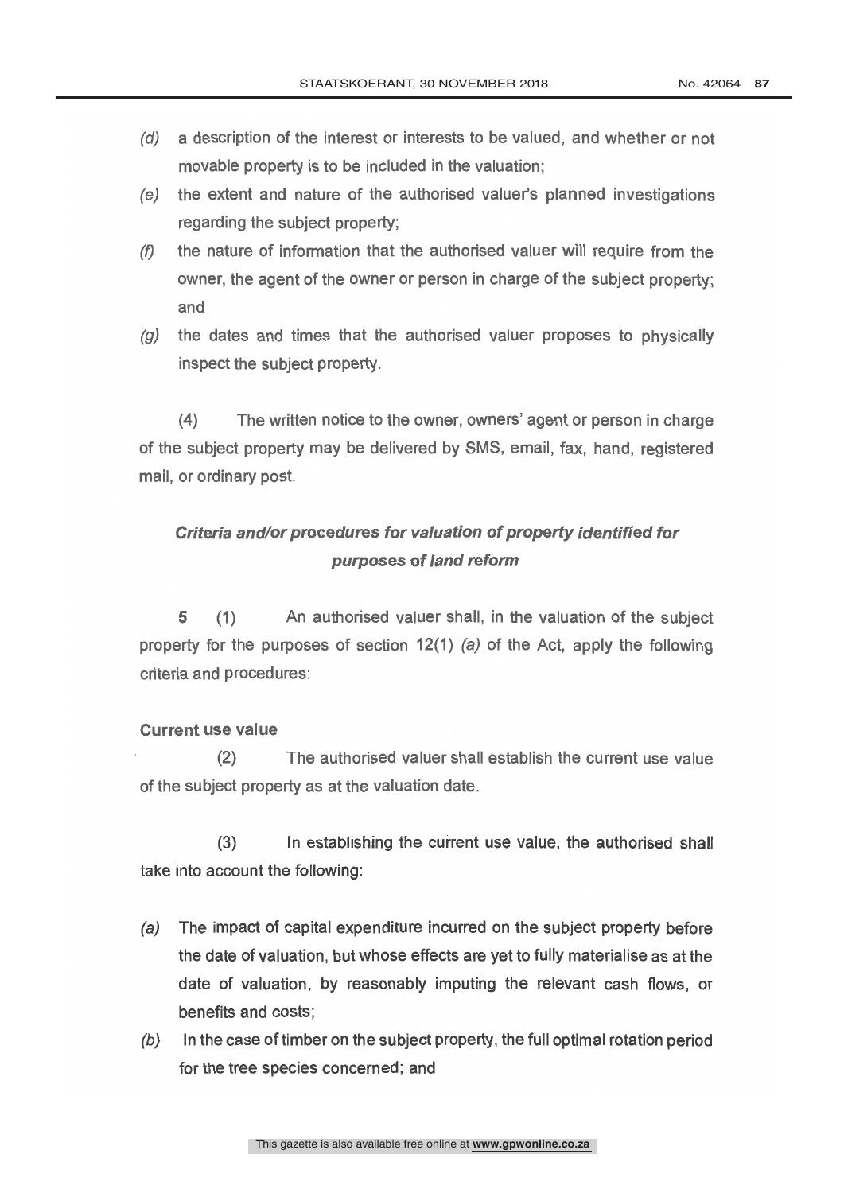*(d)* a description of the interest or interests to be valued, and whether or not movable property is to be included in the valuation;

*(e)* the extent and nature of the authorised valuer's planned investigations regarding the subject property;

*(f)* the nature of information that the authorised valuer will require from the owner, the agent of the owner or person in charge of the subject property; and

*(g)* the dates and times that the authorised valuer proposes to physically inspect the subject property.

(4) The written notice to the owner, owners' agent or person in charge of the subject property may be delivered by SMS, email, fax, hand, registered mail, or ordinary post.

### *Criteria and/or procedures for valuation of property identified for purposes of land reform*

**5** (1) An authorised valuer shall, in the valuation of the subject property for the purposes of section 12(1) *(a)* of the Act, apply the following criteria and procedures:

**Current use value**

(2) The authorised valuer shall establish the current use value of the subject property as at the valuation date.

(3) In establishing the current use value, the authorised shall take into account the following:

*(a)* The impact of capital expenditure incurred on the subject property before the date of valuation, but whose effects are yet to fully materialise as at the date of valuation, by reasonably imputing the relevant cash flows, or benefits and costs;

*(b)* In the case of timber on the subject property, the full optimal rotation period for the tree species concerned; and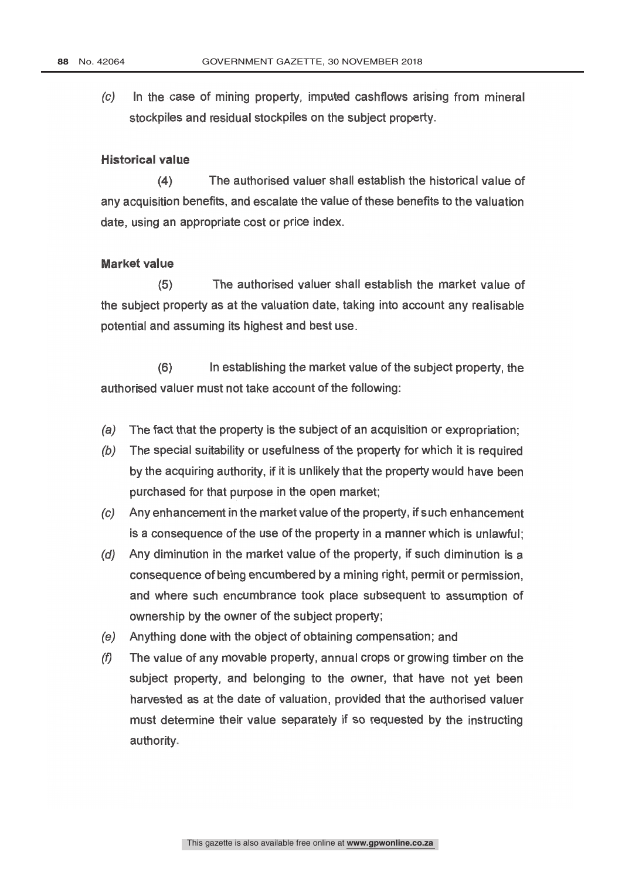*(c)* In the case of mining property, imputed cashflows arising from mineral stockpiles and residual stockpiles on the subject property.

**Historical value**

(4) The authorised valuer shall establish the historical value of any acquisition benefits, and escalate the value of these benefits to the valuation date, using an appropriate cost or price index.

**Market value**

(5) The authorised valuer shall establish the market value of the subject property as at the valuation date, taking into account any realisable potential and assuming its highest and best use.

(6) In establishing the market value of the subject property, the authorised valuer must not take account of the following:

*(a)* The fact that the property is the subject of an acquisition or expropriation;

*(b)* The special suitability or usefulness of the property for which it is required by the acquiring authority, if it is unlikely that the property would have been purchased for that purpose in the open market;

*(c)* Any enhancement in the market value of the property, if such enhancement is a consequence of the use of the property in a manner which is unlawful;

*(d)* Any diminution in the market value of the property, if such diminution is a consequence of being encumbered by a mining right, permit or permission, and where such encumbrance took place subsequent to assumption of ownership by the owner of the subject property;

*(e)* Anything done with the object of obtaining compensation; and

*(f)* The value of any movable property, annual crops or growing timber on the subject property, and belonging to the owner, that have not yet been harvested as at the date of valuation, provided that the authorised valuer must determine their value separately if so requested by the instructing authority.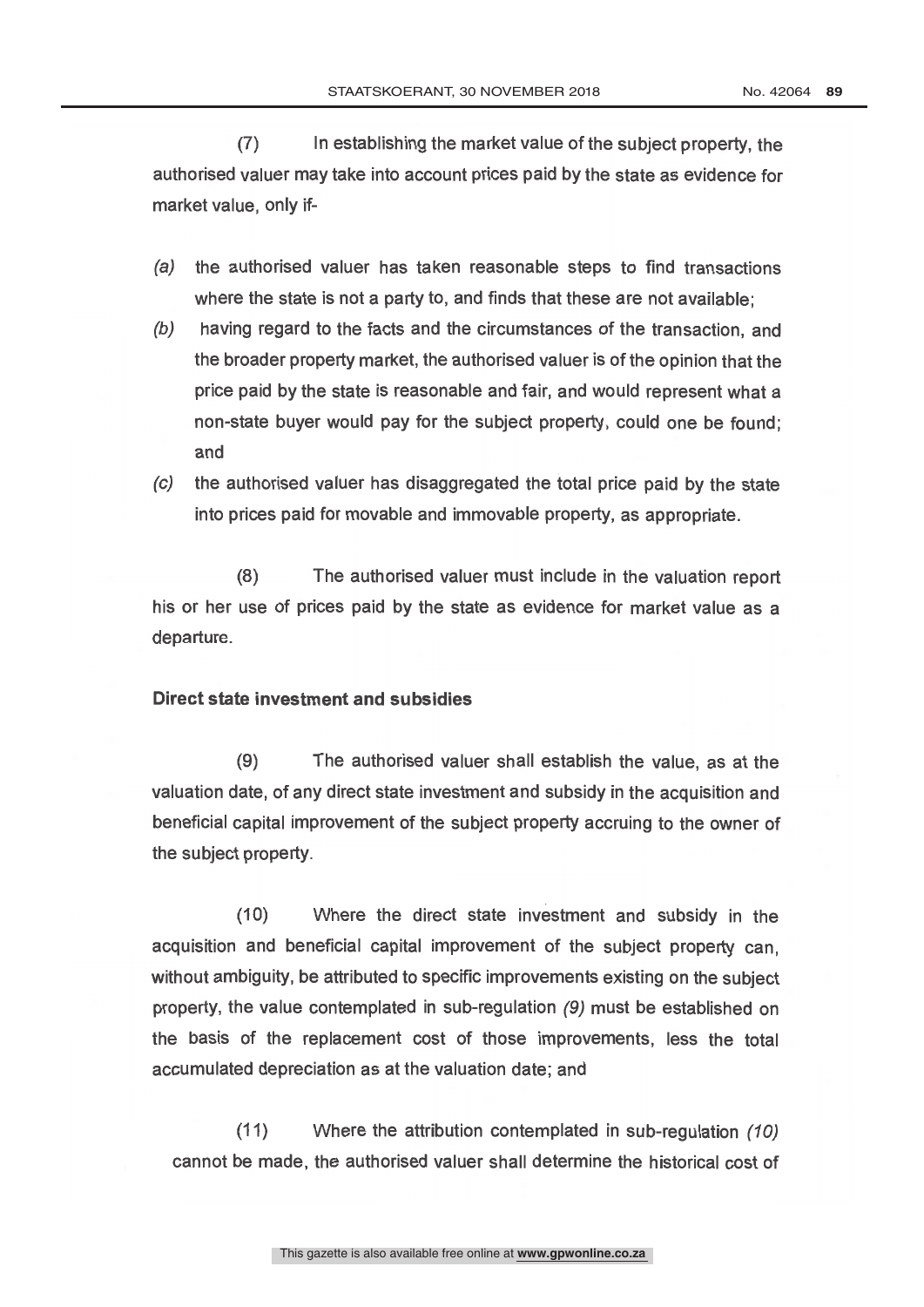(7) In establishing the market value of the subject property, the authorised valuer may take into account prices paid by the state as evidence for market value, only if-

*(a)* the authorised valuer has taken reasonable steps to find transactions where the state is not a party to, and finds that these are not available;

*(b)* having regard to the facts and the circumstances of the transaction, and the broader property market, the authorised valuer is of the opinion that the price paid by the state is reasonable and fair, and would represent what a non-state buyer would pay for the subject property, could one be found; and

*(c)* the authorised valuer has disaggregated the total price paid by the state into prices paid for movable and immovable property, as appropriate.

(8) The authorised valuer must include in the valuation report his or her use of prices paid by the state as evidence for market value as a departure.

**Direct state investment and subsidies**

(9) The authorised valuer shall establish the value, as at the valuation date, of any direct state investment and subsidy in the acquisition and beneficial capital improvement of the subject property accruing to the owner of the subject property.

(10) Where the direct state investment and subsidy in the acquisition and beneficial capital improvement of the subject property can, without ambiguity, be attributed to specific improvements existing on the subject property, the value contemplated in sub-regulation *(9)* must be established on the basis of the replacement cost of those improvements, less the total accumulated depreciation as at the valuation date; and

(11) Where the attribution contemplated in sub-regulation *(10)* cannot be made, the authorised valuer shall determine the historical cost of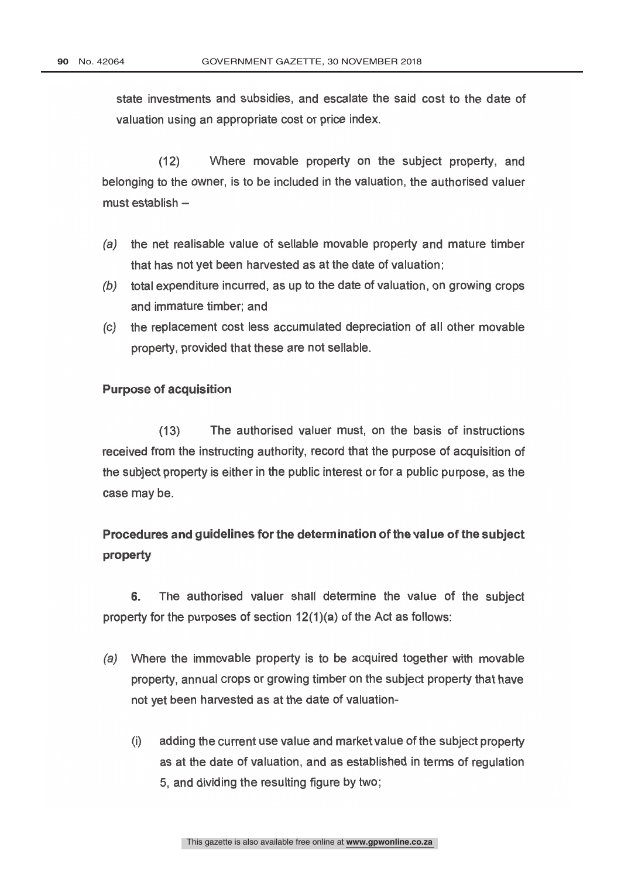state investments and subsidies, and escalate the said cost to the date of valuation using an appropriate cost or price index.

(12) Where movable property on the subject property, and belonging to the owner, is to be included in the valuation, the authorised valuer must establish –

*(a)* the net realisable value of sellable movable property and mature timber that has not yet been harvested as at the date of valuation;

*(b)* total expenditure incurred, as up to the date of valuation, on growing crops and immature timber; and

*(c)* the replacement cost less accumulated depreciation of all other movable property, provided that these are not sellable.

**Purpose of acquisition**

(13) The authorised valuer must, on the basis of instructions received from the instructing authority, record that the purpose of acquisition of the subject property is either in the public interest or for a public purpose, as the case may be.

**Procedures and guidelines for the determination of the value of the subject property**

**6.** The authorised valuer shall determine the value of the subject property for the purposes of section 12(1)(a) of the Act as follows:

*(a)* Where the immovable property is to be acquired together with movable property, annual crops or growing timber on the subject property that have not yet been harvested as at the date of valuation-

(i) adding the current use value and market value of the subject property as at the date of valuation, and as established in terms of regulation 5, and dividing the resulting figure by two;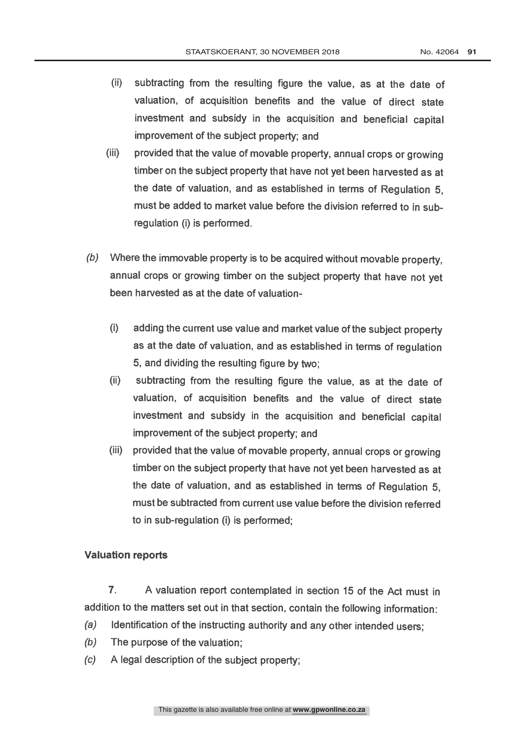(ii) subtracting from the resulting figure the value, as at the date of valuation, of acquisition benefits and the value of direct state investment and subsidy in the acquisition and beneficial capital improvement of the subject property; and

(iii) provided that the value of movable property, annual crops or growing timber on the subject property that have not yet been harvested as at the date of valuation, and as established in terms of Regulation 5, must be added to market value before the division referred to in sub-regulation (i) is performed.

*(b)* Where the immovable property is to be acquired without movable property, annual crops or growing timber on the subject property that have not yet been harvested as at the date of valuation-

(i) adding the current use value and market value of the subject property as at the date of valuation, and as established in terms of regulation 5, and dividing the resulting figure by two;

(ii) subtracting from the resulting figure the value, as at the date of valuation, of acquisition benefits and the value of direct state investment and subsidy in the acquisition and beneficial capital improvement of the subject property; and

(iii) provided that the value of movable property, annual crops or growing timber on the subject property that have not yet been harvested as at the date of valuation, and as established in terms of Regulation 5, must be subtracted from current use value before the division referred to in sub-regulation (i) is performed;

**Valuation reports**

**7.** A valuation report contemplated in section 15 of the Act must in addition to the matters set out in that section, contain the following information:

*(a)* Identification of the instructing authority and any other intended users;

*(b)* The purpose of the valuation;

*(c)* A legal description of the subject property;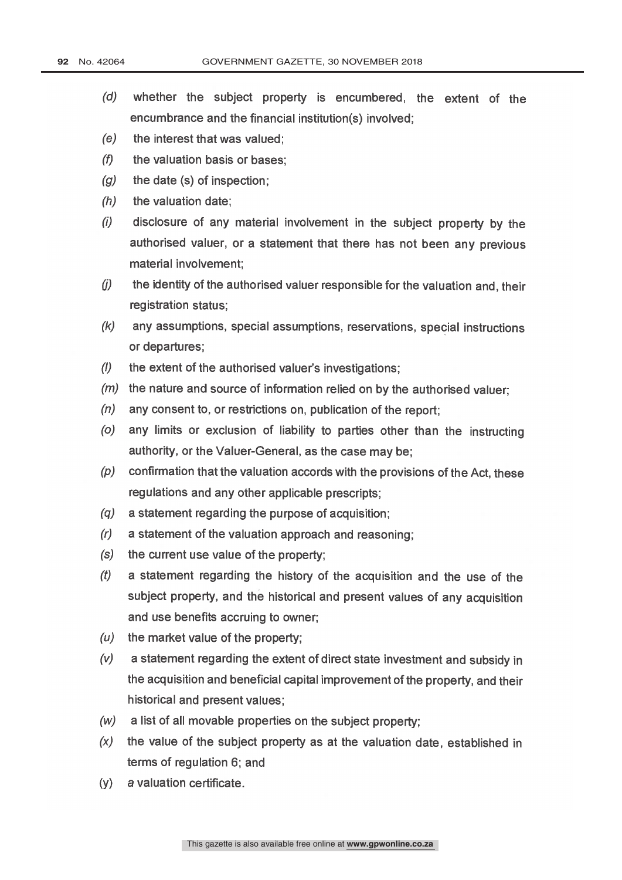*(d)* whether the subject property is encumbered, the extent of the encumbrance and the financial institution(s) involved;

*(e)* the interest that was valued;

*(f)* the valuation basis or bases;

*(g)* the date (s) of inspection;

*(h)* the valuation date;

*(i)* disclosure of any material involvement in the subject property by the authorised valuer, or a statement that there has not been any previous material involvement;

*(j)* the identity of the authorised valuer responsible for the valuation and, their registration status;

*(k)* any assumptions, special assumptions, reservations, special instructions or departures;

*(l)* the extent of the authorised valuer's investigations;

*(m)* the nature and source of information relied on by the authorised valuer;

*(n)* any consent to, or restrictions on, publication of the report;

*(o)* any limits or exclusion of liability to parties other than the instructing authority, or the Valuer-General, as the case may be;

*(p)* confirmation that the valuation accords with the provisions of the Act, these regulations and any other applicable prescripts;

*(q)* a statement regarding the purpose of acquisition;

*(r)* a statement of the valuation approach and reasoning;

*(s)* the current use value of the property;

*(t)* a statement regarding the history of the acquisition and the use of the subject property, and the historical and present values of any acquisition and use benefits accruing to owner;

*(u)* the market value of the property;

*(v)* a statement regarding the extent of direct state investment and subsidy in the acquisition and beneficial capital improvement of the property, and their historical and present values;

*(w)* a list of all movable properties on the subject property;

*(x)* the value of the subject property as at the valuation date, established in terms of regulation 6; and

(y) *a* valuation certificate.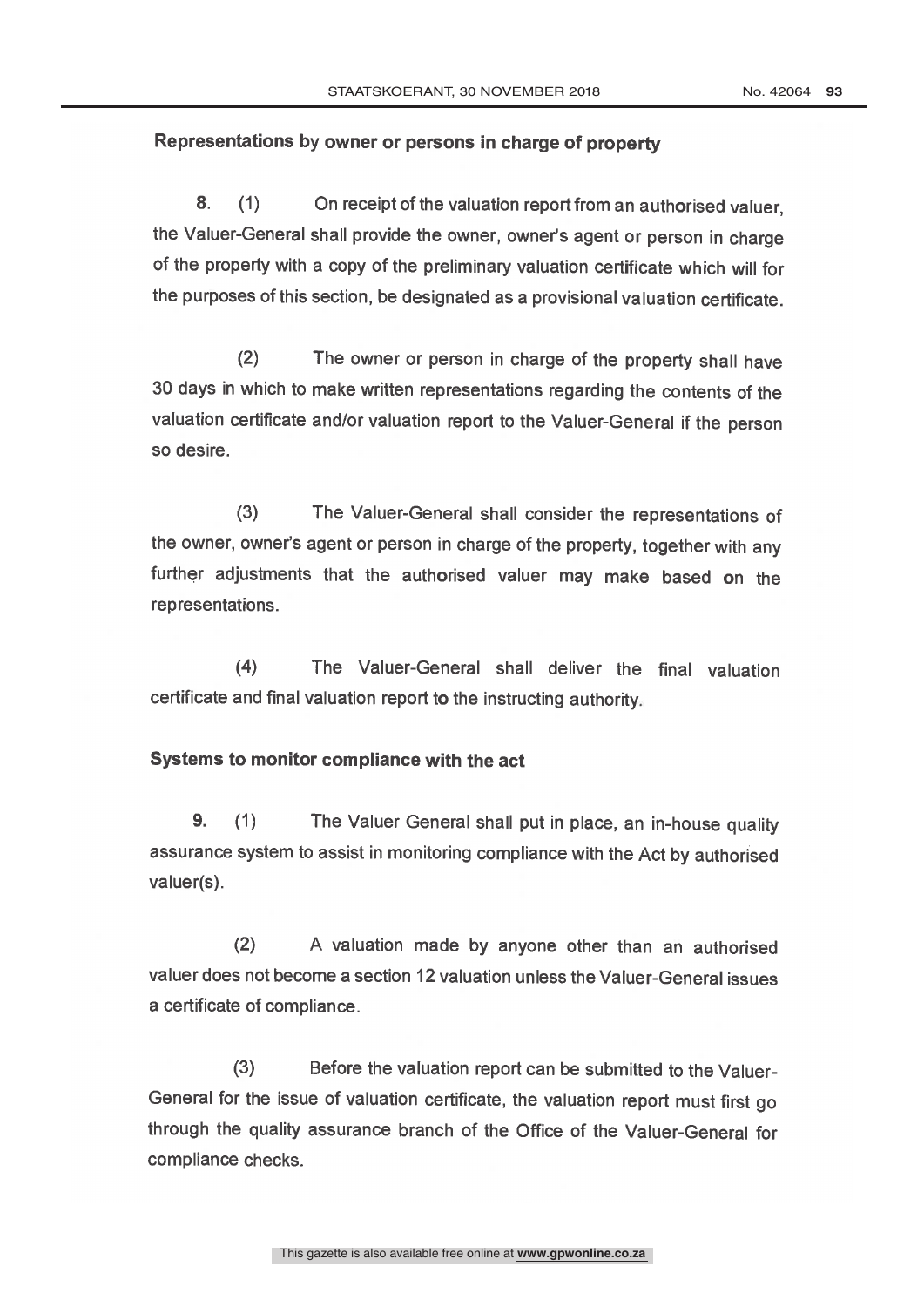**Representations by owner or persons in charge of property**

**8**. (1) On receipt of the valuation report from an authorised valuer, the Valuer-General shall provide the owner, owner's agent or person in charge of the property with a copy of the preliminary valuation certificate which will for the purposes of this section, be designated as a provisional valuation certificate.

(2) The owner or person in charge of the property shall have 30 days in which to make written representations regarding the contents of the valuation certificate and/or valuation report to the Valuer-General if the person so desire.

(3) The Valuer-General shall consider the representations of the owner, owner's agent or person in charge of the property, together with any further adjustments that the authorised valuer may make based on the representations.

(4) The Valuer-General shall deliver the final valuation certificate and final valuation report to the instructing authority.

**Systems to monitor compliance with the act**

**9.** (1) The Valuer General shall put in place, an in-house quality assurance system to assist in monitoring compliance with the Act by authorised valuer(s).

(2) A valuation made by anyone other than an authorised valuer does not become a section 12 valuation unless the Valuer-General issues a certificate of compliance.

(3) Before the valuation report can be submitted to the Valuer-General for the issue of valuation certificate, the valuation report must first go through the quality assurance branch of the Office of the Valuer-General for compliance checks.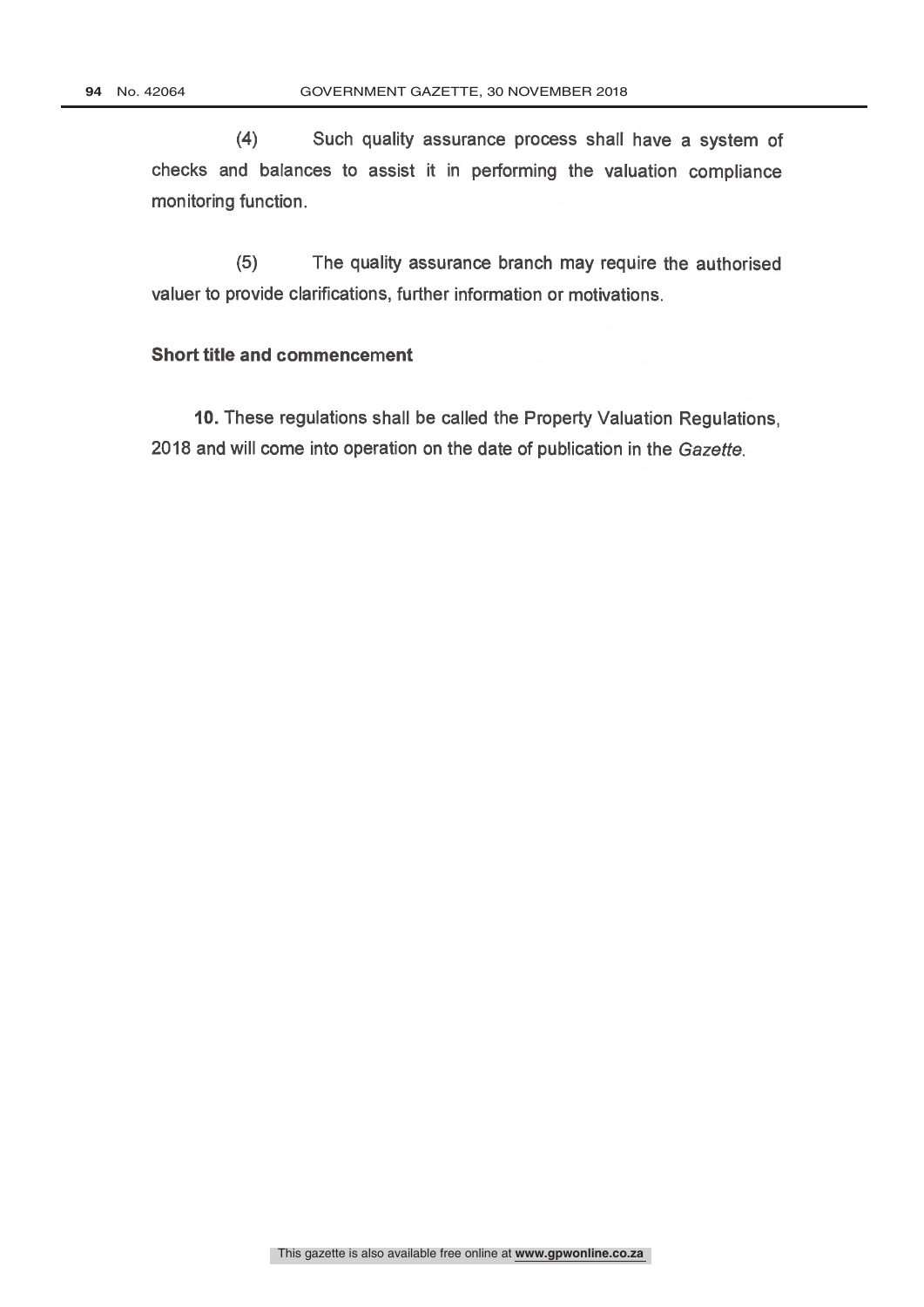(4) Such quality assurance process shall have a system of checks and balances to assist it in performing the valuation compliance monitoring function.

(5) The quality assurance branch may require the authorised valuer to provide clarifications, further information or motivations.

**Short title and commencement**

**10.** These regulations shall be called the Property Valuation Regulations, 2018 and will come into operation on the date of publication in the *Gazette*.